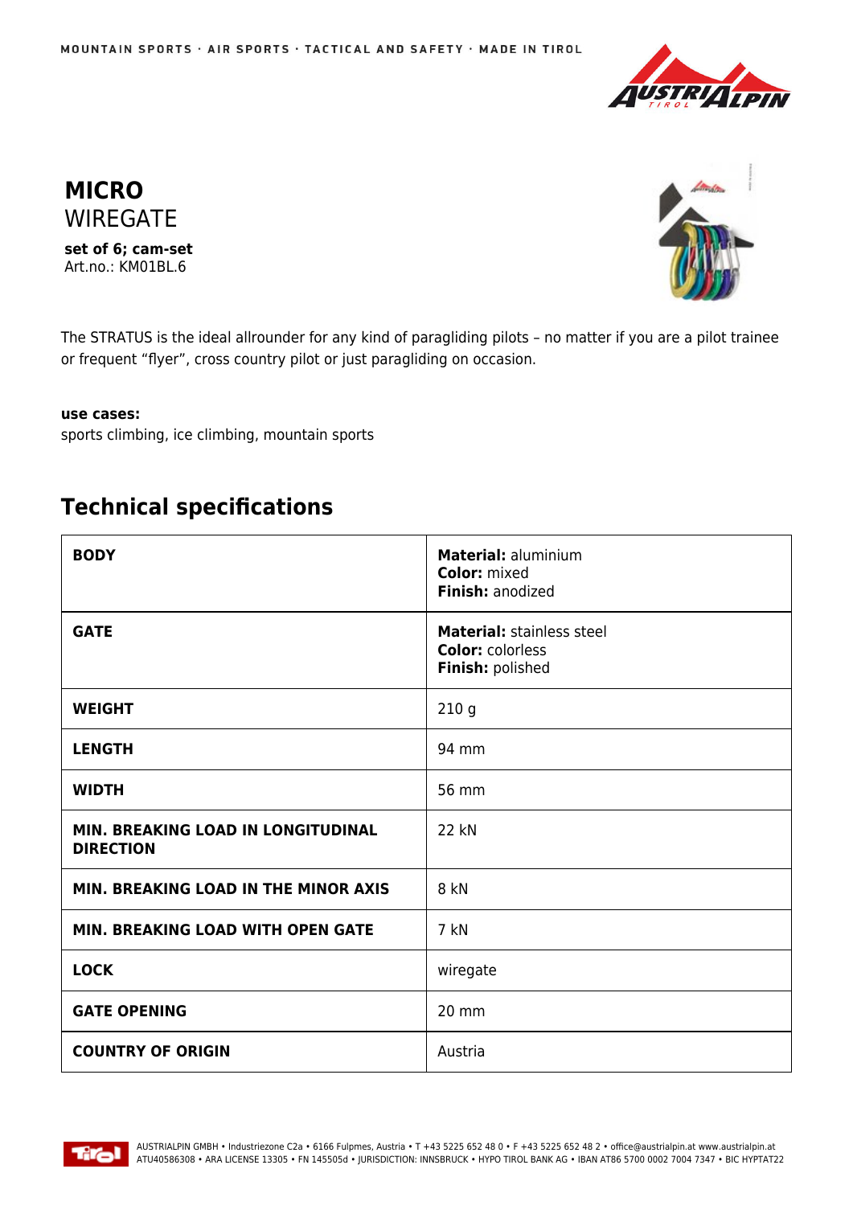MOUNTAIN SPORTS · AIR SPORTS · TACTICAL AND SAFETY · MADE IN TIROL

# MICRO
## WIREGATE

**set of 6; cam-set**
Art.no.: KM01BL.6

The STRATUS is the ideal allrounder for any kind of paragliding pilots – no matter if you are a pilot trainee or frequent "flyer", cross country pilot or just paragliding on occasion.

**use cases:**
sports climbing, ice climbing, mountain sports

## Technical specifications

| | |
|---|---|
| **BODY** | **Material:** aluminium<br>**Color:** mixed<br>**Finish:** anodized |
| **GATE** | **Material:** stainless steel<br>**Color:** colorless<br>**Finish:** polished |
| **WEIGHT** | 210 g |
| **LENGTH** | 94 mm |
| **WIDTH** | 56 mm |
| **MIN. BREAKING LOAD IN LONGITUDINAL DIRECTION** | 22 kN |
| **MIN. BREAKING LOAD IN THE MINOR AXIS** | 8 kN |
| **MIN. BREAKING LOAD WITH OPEN GATE** | 7 kN |
| **LOCK** | wiregate |
| **GATE OPENING** | 20 mm |
| **COUNTRY OF ORIGIN** | Austria |

AUSTRIALPIN GMBH • Industriezone C2a • 6166 Fulpmes, Austria • T +43 5225 652 48 0 • F +43 5225 652 48 2 • office@austrialpin.at www.austrialpin.at
ATU40586308 • ARA LICENSE 13305 • FN 145505d • JURISDICTION: INNSBRUCK • HYPO TIROL BANK AG • IBAN AT86 5700 0002 7004 7347 • BIC HYPTAT22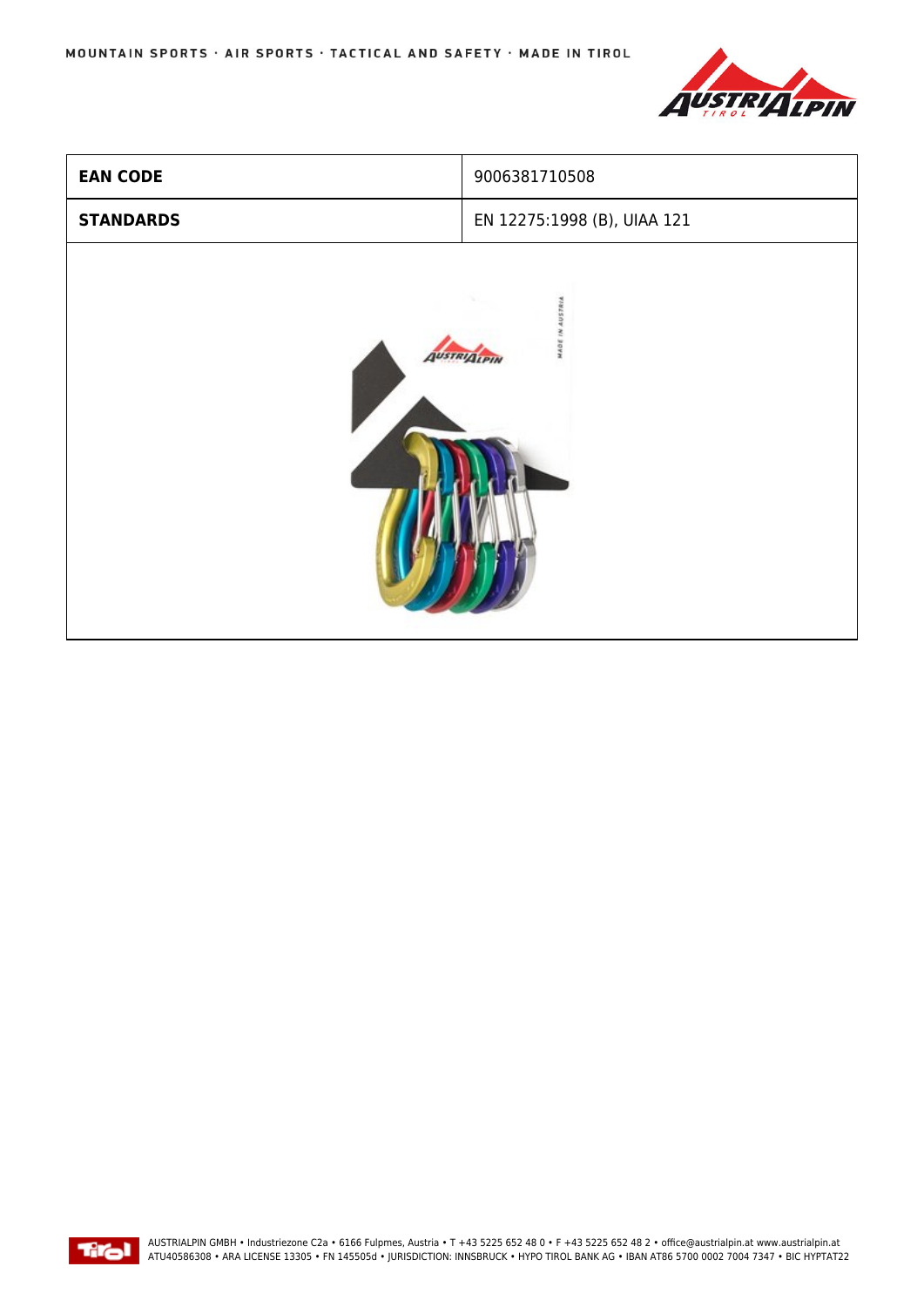| | |
|---|---|
| **EAN CODE** | 9006381710508 |
| **STANDARDS** | EN 12275:1998 (B), UIAA 121 |